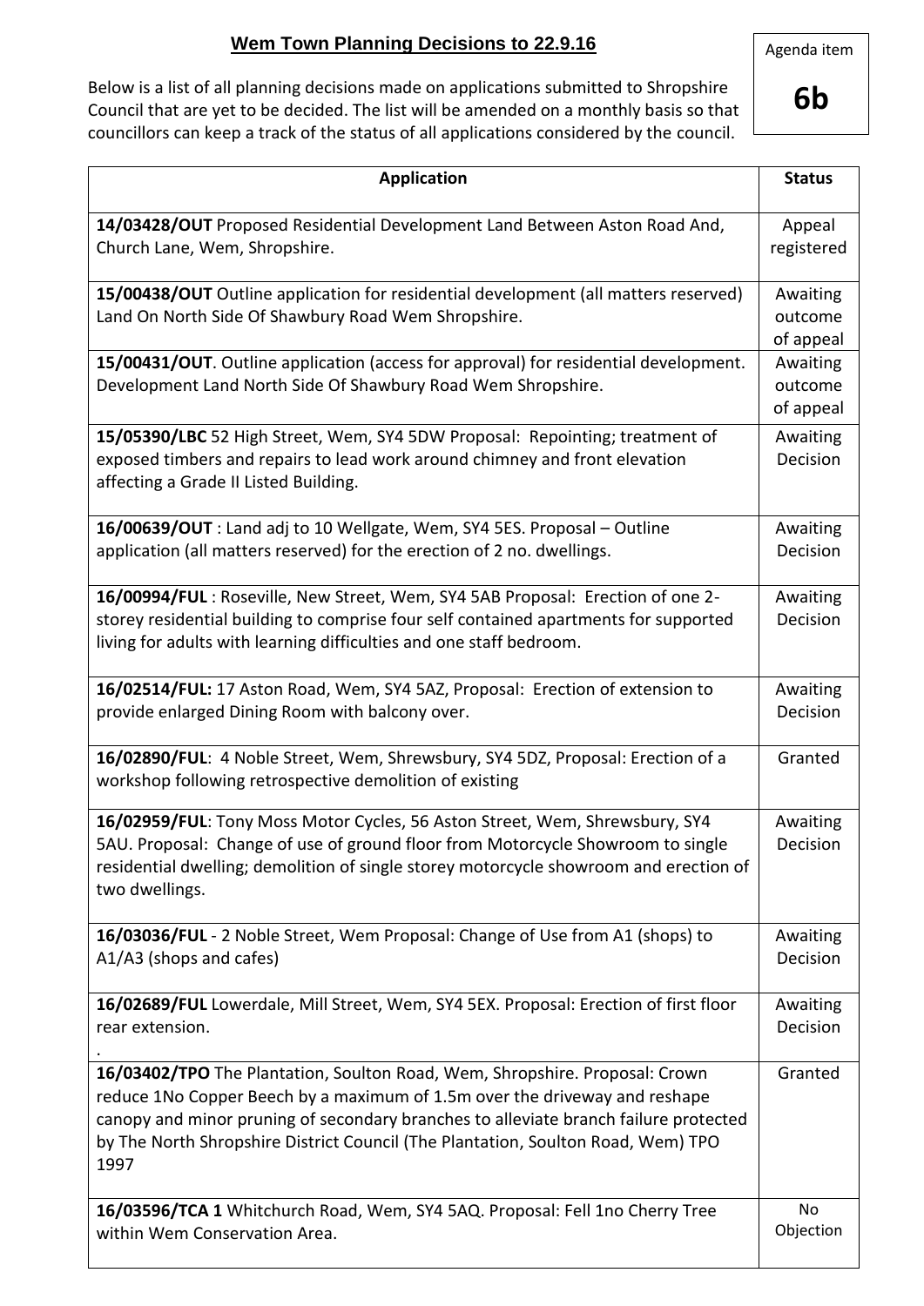# Wem Town Planning Decisions to 22.9.16

Agenda item

**6b**

Below is a list of all planning decisions made on applications submitted to Shropshire Council that are yet to be decided. The list will be amended on a monthly basis so that councillors can keep a track of the status of all applications considered by the council.

| Application | Status |
|---|---|
| **14/03428/OUT** Proposed Residential Development Land Between Aston Road And, Church Lane, Wem, Shropshire. | Appeal registered |
| **15/00438/OUT** Outline application for residential development (all matters reserved) Land On North Side Of Shawbury Road Wem Shropshire. | Awaiting outcome of appeal |
| **15/00431/OUT**. Outline application (access for approval) for residential development. Development Land North Side Of Shawbury Road Wem Shropshire. | Awaiting outcome of appeal |
| **15/05390/LBC** 52 High Street, Wem, SY4 5DW Proposal: Repointing; treatment of exposed timbers and repairs to lead work around chimney and front elevation affecting a Grade II Listed Building. | Awaiting Decision |
| **16/00639/OUT** : Land adj to 10 Wellgate, Wem, SY4 5ES. Proposal – Outline application (all matters reserved) for the erection of 2 no. dwellings. | Awaiting Decision |
| **16/00994/FUL** : Roseville, New Street, Wem, SY4 5AB Proposal: Erection of one 2-storey residential building to comprise four self contained apartments for supported living for adults with learning difficulties and one staff bedroom. | Awaiting Decision |
| **16/02514/FUL:** 17 Aston Road, Wem, SY4 5AZ, Proposal: Erection of extension to provide enlarged Dining Room with balcony over. | Awaiting Decision |
| **16/02890/FUL**: 4 Noble Street, Wem, Shrewsbury, SY4 5DZ, Proposal: Erection of a workshop following retrospective demolition of existing | Granted |
| **16/02959/FUL**: Tony Moss Motor Cycles, 56 Aston Street, Wem, Shrewsbury, SY4 5AU. Proposal: Change of use of ground floor from Motorcycle Showroom to single residential dwelling; demolition of single storey motorcycle showroom and erection of two dwellings. | Awaiting Decision |
| **16/03036/FUL** - 2 Noble Street, Wem Proposal: Change of Use from A1 (shops) to A1/A3 (shops and cafes) | Awaiting Decision |
| **16/02689/FUL** Lowerdale, Mill Street, Wem, SY4 5EX. Proposal: Erection of first floor rear extension. . | Awaiting Decision |
| **16/03402/TPO** The Plantation, Soulton Road, Wem, Shropshire. Proposal: Crown reduce 1No Copper Beech by a maximum of 1.5m over the driveway and reshape canopy and minor pruning of secondary branches to alleviate branch failure protected by The North Shropshire District Council (The Plantation, Soulton Road, Wem) TPO 1997 | Granted |
| **16/03596/TCA 1** Whitchurch Road, Wem, SY4 5AQ. Proposal: Fell 1no Cherry Tree within Wem Conservation Area. | No Objection |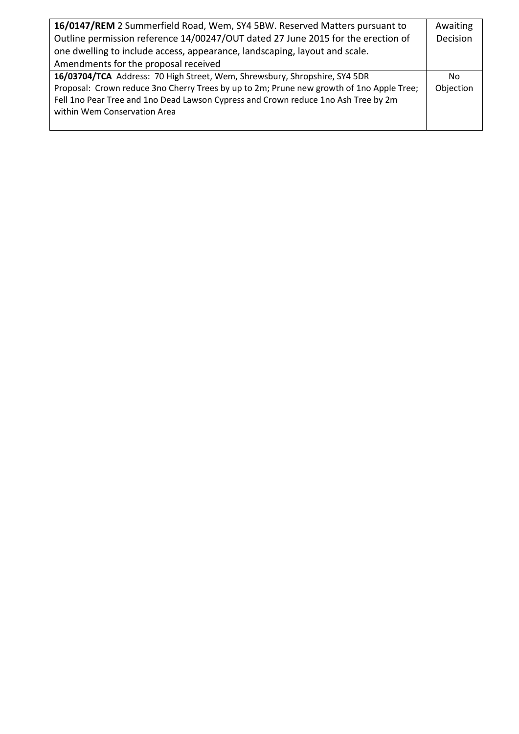| | |
|---|---|
| **16/0147/REM** 2 Summerfield Road, Wem, SY4 5BW. Reserved Matters pursuant to Outline permission reference 14/00247/OUT dated 27 June 2015 for the erection of one dwelling to include access, appearance, landscaping, layout and scale. Amendments for the proposal received | Awaiting Decision |
| **16/03704/TCA** Address: 70 High Street, Wem, Shrewsbury, Shropshire, SY4 5DR Proposal: Crown reduce 3no Cherry Trees by up to 2m; Prune new growth of 1no Apple Tree; Fell 1no Pear Tree and 1no Dead Lawson Cypress and Crown reduce 1no Ash Tree by 2m within Wem Conservation Area | No Objection |